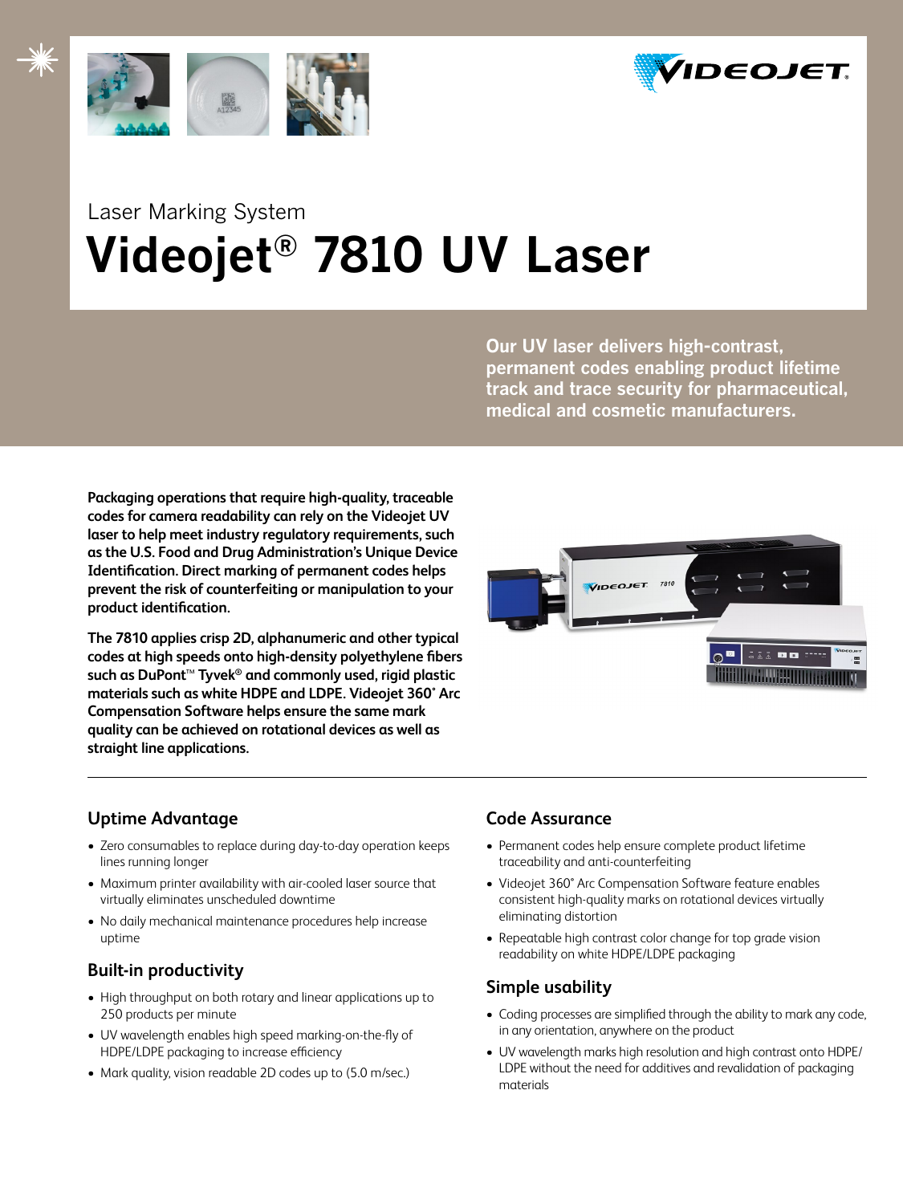Laser Marking System

# Videojet® 7810 UV Laser

**Our UV laser delivers high-contrast, permanent codes enabling product lifetime track and trace security for pharmaceutical, medical and cosmetic manufacturers.**

**Packaging operations that require high-quality, traceable codes for camera readability can rely on the Videojet UV laser to help meet industry regulatory requirements, such as the U.S. Food and Drug Administration's Unique Device Identification. Direct marking of permanent codes helps prevent the risk of counterfeiting or manipulation to your product identification.**

**The 7810 applies crisp 2D, alphanumeric and other typical codes at high speeds onto high-density polyethylene fibers such as DuPont™ Tyvek® and commonly used, rigid plastic materials such as white HDPE and LDPE. Videojet 360° Arc Compensation Software helps ensure the same mark quality can be achieved on rotational devices as well as straight line applications.**

## Uptime Advantage

- Zero consumables to replace during day-to-day operation keeps lines running longer
- Maximum printer availability with air-cooled laser source that virtually eliminates unscheduled downtime
- No daily mechanical maintenance procedures help increase uptime

## Built-in productivity

- High throughput on both rotary and linear applications up to 250 products per minute
- UV wavelength enables high speed marking-on-the-fly of HDPE/LDPE packaging to increase efficiency
- Mark quality, vision readable 2D codes up to (5.0 m/sec.)

## Code Assurance

- Permanent codes help ensure complete product lifetime traceability and anti-counterfeiting
- Videojet 360° Arc Compensation Software feature enables consistent high-quality marks on rotational devices virtually eliminating distortion
- Repeatable high contrast color change for top grade vision readability on white HDPE/LDPE packaging

## Simple usability

- Coding processes are simplified through the ability to mark any code, in any orientation, anywhere on the product
- UV wavelength marks high resolution and high contrast onto HDPE/LDPE without the need for additives and revalidation of packaging materials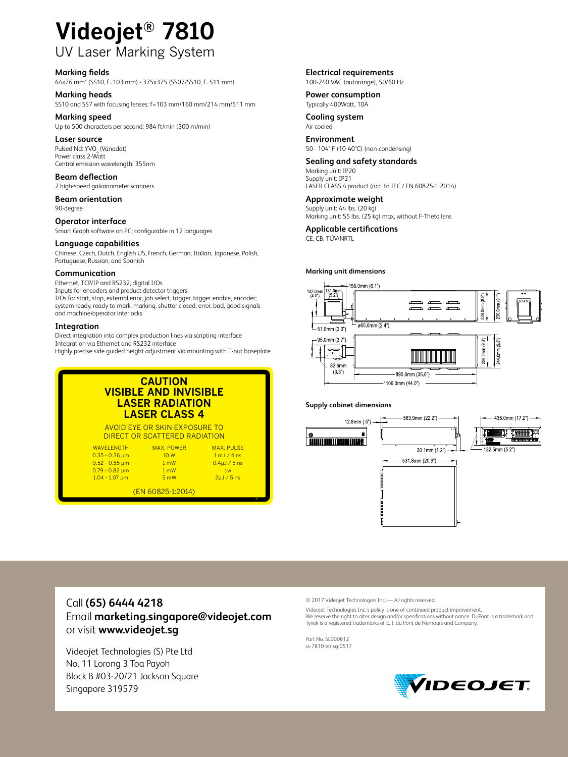# Videojet® 7810

UV Laser Marking System

**Marking fields**
64x76 mm² (SS10, f=103 mm) - 375x375 (SS07/SS10, f=511 mm)

**Marking heads**
SS10 and SS7 with focusing lenses: f=103 mm/160 mm/214 mm/511 mm

**Marking speed**
Up to 500 characters per second; 984 ft/min (300 m/min)

**Laser source**
Pulsed Nd: $YVO_4$ (Vanadat)
Power class 2-Watt
Central emission wavelength: 355nm

**Beam deflection**
2 high-speed galvanometer scanners

**Beam orientation**
90-degree

**Operator interface**
Smart Graph software on PC; configurable in 12 languages

**Language capabilities**
Chinese, Czech, Dutch, English US, French, German, Italian, Japanese, Polish, Portuguese, Russian, and Spanish

**Communication**
Ethernet, TCP/IP and RS232, digital I/Os
Inputs for encoders and product detector triggers
I/Os for start, stop, external error, job select, trigger, trigger enable, encoder; system ready, ready to mark, marking, shutter closed, error, bad, good signals and machine/operator interlocks

**Integration**
Direct integration into complex production lines via scripting interface
Integration via Ethernet and RS232 interface
Highly precise side guided height adjustment via mounting with T-nut baseplate

**CAUTION**
**VISIBLE AND INVISIBLE LASER RADIATION**
**LASER CLASS 4**

AVOID EYE OR SKIN EXPOSURE TO DIRECT OR SCATTERED RADIATION

| WAVELENGTH | MAX. POWER | MAX. PULSE |
|---|---|---|
| 0.35 - 0.36 µm | 10 W | 1 mJ / 4 ns |
| 0.52 - 0.55 µm | 1 mW | 0.4µJ / 5 ns |
| 0.79 - 0.82 µm | 1 mW | cw |
| 1.04 - 1.07 µm | 5 mW | 2µJ / 5 ns |

(EN 60825-1:2014)

**Electrical requirements**
100-240 VAC (autorange), 50/60 Hz

**Power consumption**
Typically 400Watt, 10A

**Cooling system**
Air cooled

**Environment**
50 - 104° F (10-40°C) (non-condensing)

**Sealing and safety standards**
Marking unit: IP20
Supply unit: IP21
LASER CLASS 4 product (acc. to IEC / EN 60825-1:2014)

**Approximate weight**
Supply unit: 44 lbs. (20 kg)
Marking unit: 55 lbs. (25 kg) max, without F-Theta lens

**Applicable certifications**
CE, CB, TÜV/NRTL

**Marking unit dimensions**

156.0mm (6.1")
102.0mm (4.0")
131.0mm (5.2")
226.0mm (8.9")
230.0mm (9.1")
ø60.0mm (2.4")
51.0mm (2.0")
95.0mm (3.7")
228.0mm (9.0")
244.0mm (9.6")
82.6mm (3.3")
890.0mm (35.0")
1106.0mm (44.0")

**Supply cabinet dimensions**

12.8mm (.5")
563.9mm (22.2")
436.0mm (17.2")
30.1mm (1.2")
132.5mm (5.2")
531.8mm (20.9")

Call **(65) 6444 4218**
Email **marketing.singapore@videojet.com**
or visit **www.videojet.sg**

Videojet Technologies (S) Pte Ltd
No. 11 Lorong 3 Toa Payoh
Block B #03-20/21 Jackson Square
Singapore 319579

© 2017 Videojet Technologies Inc. — All rights reserved.

Videojet Technologies Inc.'s policy is one of continued product improvement. We reserve the right to alter design and/or specifications without notice. DuPont is a trademark and Tyvek is a registered trademarks of E. I. du Pont de Nemours and Company.

Part No. SL000612
ss-7810-en-sg-0517